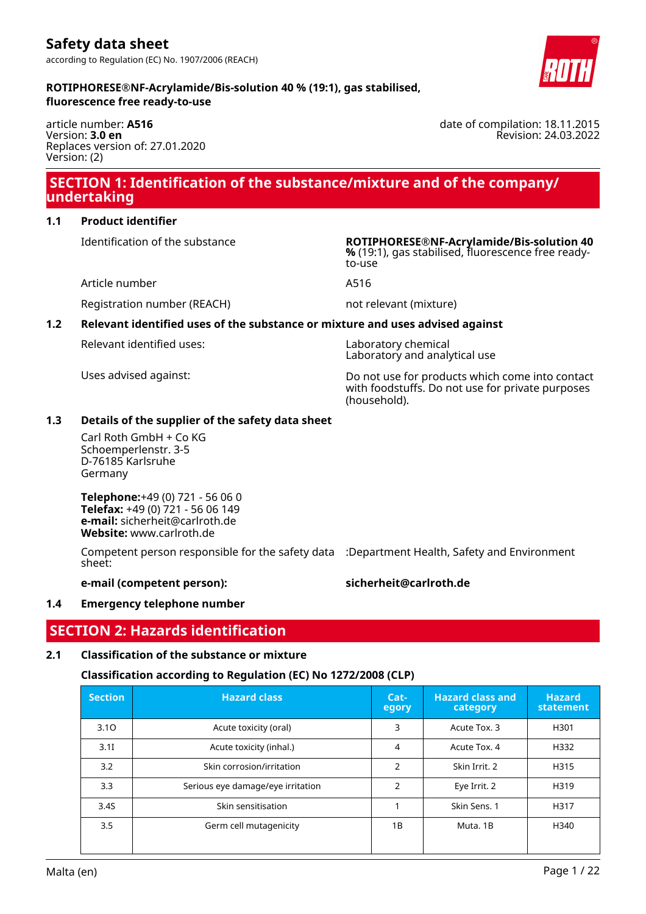# Safety data sheet

according to Regulation (EC) No. 1907/2006 (REACH)

**ROTIPHORESE®NF-Acrylamide/Bis-solution 40 % (19:1), gas stabilised, fluorescence free ready-to-use**

article number: **A516**
Version: **3.0 en**
Replaces version of: 27.01.2020
Version: (2)

date of compilation: 18.11.2015
Revision: 24.03.2022

## SECTION 1: Identification of the substance/mixture and of the company/ undertaking

### 1.1 Product identifier

Identification of the substance: **ROTIPHORESE®NF-Acrylamide/Bis-solution 40 %** (19:1), gas stabilised, fluorescence free ready-to-use

Article number: A516

Registration number (REACH): not relevant (mixture)

### 1.2 Relevant identified uses of the substance or mixture and uses advised against

Relevant identified uses:
Laboratory chemical
Laboratory and analytical use

Uses advised against:
Do not use for products which come into contact with foodstuffs. Do not use for private purposes (household).

### 1.3 Details of the supplier of the safety data sheet

Carl Roth GmbH + Co KG
Schoemperlenstr. 3-5
D-76185 Karlsruhe
Germany

**Telephone:**+49 (0) 721 - 56 06 0
**Telefax:** +49 (0) 721 - 56 06 149
**e-mail:** sicherheit@carlroth.de
**Website:** www.carlroth.de

Competent person responsible for the safety data sheet: :Department Health, Safety and Environment

**e-mail (competent person):** **sicherheit@carlroth.de**

### 1.4 Emergency telephone number

## SECTION 2: Hazards identification

### 2.1 Classification of the substance or mixture

#### Classification according to Regulation (EC) No 1272/2008 (CLP)

| Section | Hazard class | Category | Hazard class and category | Hazard statement |
|---|---|---|---|---|
| 3.1O | Acute toxicity (oral) | 3 | Acute Tox. 3 | H301 |
| 3.1I | Acute toxicity (inhal.) | 4 | Acute Tox. 4 | H332 |
| 3.2 | Skin corrosion/irritation | 2 | Skin Irrit. 2 | H315 |
| 3.3 | Serious eye damage/eye irritation | 2 | Eye Irrit. 2 | H319 |
| 3.4S | Skin sensitisation | 1 | Skin Sens. 1 | H317 |
| 3.5 | Germ cell mutagenicity | 1B | Muta. 1B | H340 |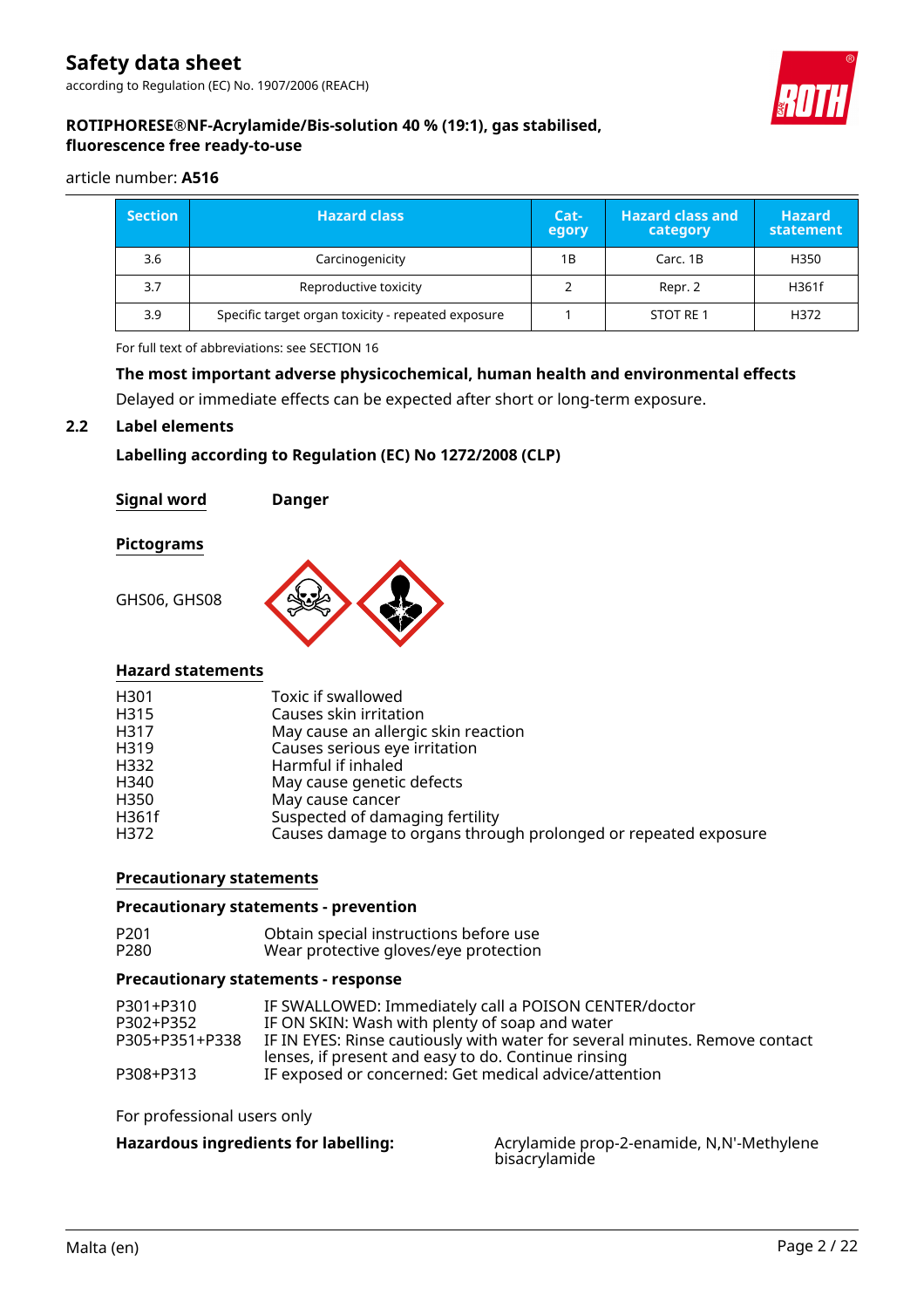| Section | Hazard class | Category | Hazard class and category | Hazard statement |
|---|---|---|---|---|
| 3.6 | Carcinogenicity | 1B | Carc. 1B | H350 |
| 3.7 | Reproductive toxicity | 2 | Repr. 2 | H361f |
| 3.9 | Specific target organ toxicity - repeated exposure | 1 | STOT RE 1 | H372 |

For full text of abbreviations: see SECTION 16

**The most important adverse physicochemical, human health and environmental effects**

Delayed or immediate effects can be expected after short or long-term exposure.

## 2.2 Label elements

**Labelling according to Regulation (EC) No 1272/2008 (CLP)**

**Signal word** **Danger**

**Pictograms**

GHS06, GHS08

**Hazard statements**

| | |
|---|---|
| H301 | Toxic if swallowed |
| H315 | Causes skin irritation |
| H317 | May cause an allergic skin reaction |
| H319 | Causes serious eye irritation |
| H332 | Harmful if inhaled |
| H340 | May cause genetic defects |
| H350 | May cause cancer |
| H361f | Suspected of damaging fertility |
| H372 | Causes damage to organs through prolonged or repeated exposure |

**Precautionary statements**

**Precautionary statements - prevention**

| | |
|---|---|
| P201 | Obtain special instructions before use |
| P280 | Wear protective gloves/eye protection |

**Precautionary statements - response**

| | |
|---|---|
| P301+P310 | IF SWALLOWED: Immediately call a POISON CENTER/doctor |
| P302+P352 | IF ON SKIN: Wash with plenty of soap and water |
| P305+P351+P338 | IF IN EYES: Rinse cautiously with water for several minutes. Remove contact lenses, if present and easy to do. Continue rinsing |
| P308+P313 | IF exposed or concerned: Get medical advice/attention |

For professional users only

**Hazardous ingredients for labelling:** Acrylamide prop-2-enamide, N,N'-Methylene bisacrylamide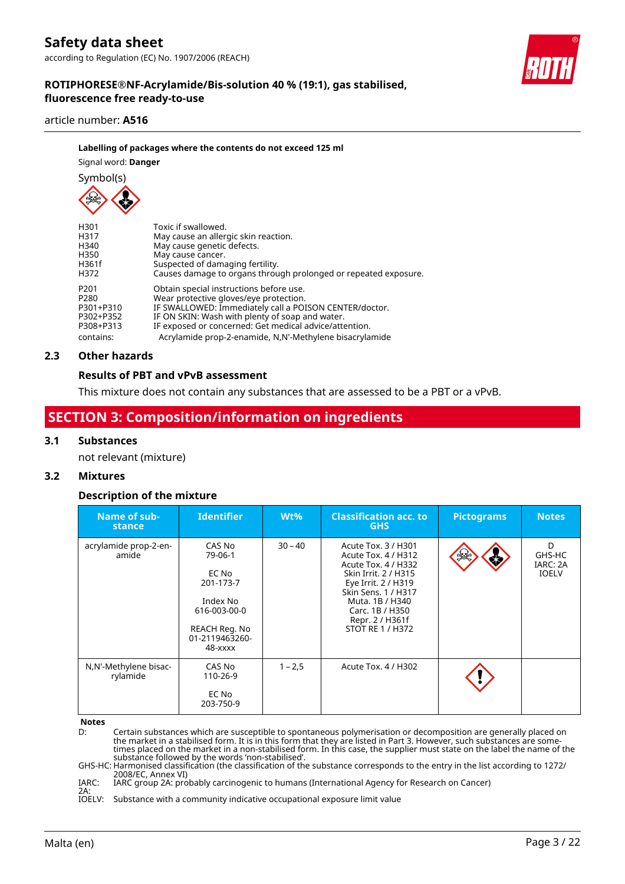**Labelling of packages where the contents do not exceed 125 ml**

Signal word: **Danger**

Symbol(s)

| | |
|---|---|
| H301 | Toxic if swallowed. |
| H317 | May cause an allergic skin reaction. |
| H340 | May cause genetic defects. |
| H350 | May cause cancer. |
| H361f | Suspected of damaging fertility. |
| H372 | Causes damage to organs through prolonged or repeated exposure. |
| P201 | Obtain special instructions before use. |
| P280 | Wear protective gloves/eye protection. |
| P301+P310 | IF SWALLOWED: Immediately call a POISON CENTER/doctor. |
| P302+P352 | IF ON SKIN: Wash with plenty of soap and water. |
| P308+P313 | IF exposed or concerned: Get medical advice/attention. |
| contains: | Acrylamide prop-2-enamide, N,N'-Methylene bisacrylamide |

## 2.3 Other hazards

### Results of PBT and vPvB assessment

This mixture does not contain any substances that are assessed to be a PBT or a vPvB.

# SECTION 3: Composition/information on ingredients

## 3.1 Substances

not relevant (mixture)

## 3.2 Mixtures

### Description of the mixture

| Name of substance | Identifier | Wt% | Classification acc. to GHS | Pictograms | Notes |
|---|---|---|---|---|---|
| acrylamide prop-2-enamide | CAS No 79-06-1<br><br>EC No 201-173-7<br><br>Index No 616-003-00-0<br><br>REACH Reg. No 01-2119463260-48-xxxx | 30 – 40 | Acute Tox. 3 / H301<br>Acute Tox. 4 / H312<br>Acute Tox. 4 / H332<br>Skin Irrit. 2 / H315<br>Eye Irrit. 2 / H319<br>Skin Sens. 1 / H317<br>Muta. 1B / H340<br>Carc. 1B / H350<br>Repr. 2 / H361f<br>STOT RE 1 / H372 | | D<br>GHS-HC<br>IARC: 2A<br>IOELV |
| N,N'-Methylene bisacrylamide | CAS No 110-26-9<br><br>EC No 203-750-9 | 1 – 2,5 | Acute Tox. 4 / H302 | | |

**Notes**

D: Certain substances which are susceptible to spontaneous polymerisation or decomposition are generally placed on the market in a stabilised form. It is in this form that they are listed in Part 3. However, such substances are sometimes placed on the market in a non-stabilised form. In this case, the supplier must state on the label the name of the substance followed by the words 'non-stabilised'.

GHS-HC: Harmonised classification (the classification of the substance corresponds to the entry in the list according to 1272/2008/EC, Annex VI)

IARC: 2A: IARC group 2A: probably carcinogenic to humans (International Agency for Research on Cancer)

IOELV: Substance with a community indicative occupational exposure limit value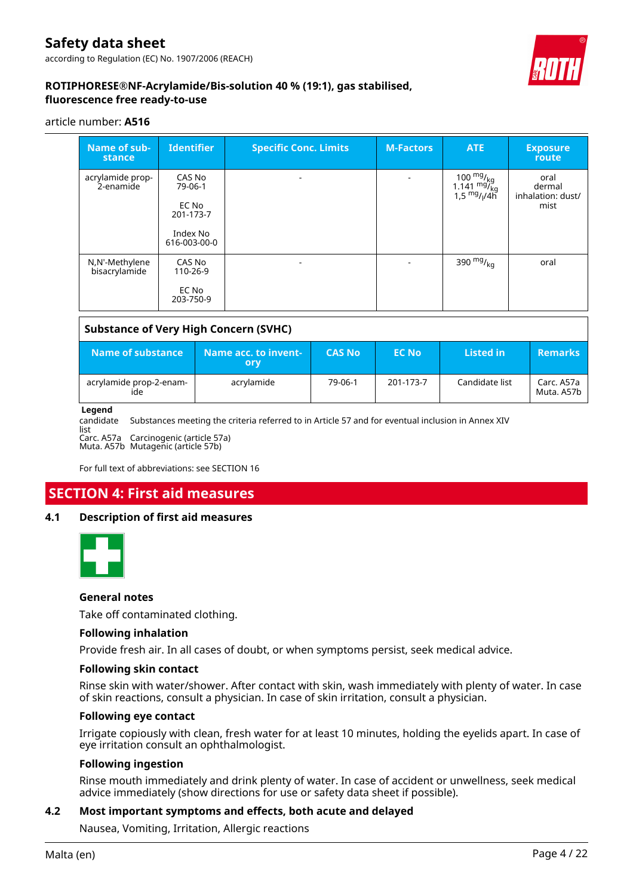| Name of substance | Identifier | Specific Conc. Limits | M-Factors | ATE | Exposure route |
|---|---|---|---|---|---|
| acrylamide prop-2-enamide | CAS No 79-06-1<br><br>EC No 201-173-7<br><br>Index No 616-003-00-0 | - | - | 100 $^{mg}/_{kg}$<br>1.141 $^{mg}/_{kg}$<br>1,5 $^{mg}/_{l}$/4h | oral<br>dermal<br>inhalation: dust/mist |
| N,N'-Methylene bisacrylamide | CAS No 110-26-9<br><br>EC No 203-750-9 | - | - | 390 $^{mg}/_{kg}$ | oral |

**Substance of Very High Concern (SVHC)**

| Name of substance | Name acc. to inventory | CAS No | EC No | Listed in | Remarks |
|---|---|---|---|---|---|
| acrylamide prop-2-enamide | acrylamide | 79-06-1 | 201-173-7 | Candidate list | Carc. A57a<br>Muta. A57b |

**Legend**

candidate list – Substances meeting the criteria referred to in Article 57 and for eventual inclusion in Annex XIV
Carc. A57a – Carcinogenic (article 57a)
Muta. A57b – Mutagenic (article 57b)

For full text of abbreviations: see SECTION 16

## SECTION 4: First aid measures

### 4.1 Description of first aid measures

**General notes**

Take off contaminated clothing.

**Following inhalation**

Provide fresh air. In all cases of doubt, or when symptoms persist, seek medical advice.

**Following skin contact**

Rinse skin with water/shower. After contact with skin, wash immediately with plenty of water. In case of skin reactions, consult a physician. In case of skin irritation, consult a physician.

**Following eye contact**

Irrigate copiously with clean, fresh water for at least 10 minutes, holding the eyelids apart. In case of eye irritation consult an ophthalmologist.

**Following ingestion**

Rinse mouth immediately and drink plenty of water. In case of accident or unwellness, seek medical advice immediately (show directions for use or safety data sheet if possible).

### 4.2 Most important symptoms and effects, both acute and delayed

Nausea, Vomiting, Irritation, Allergic reactions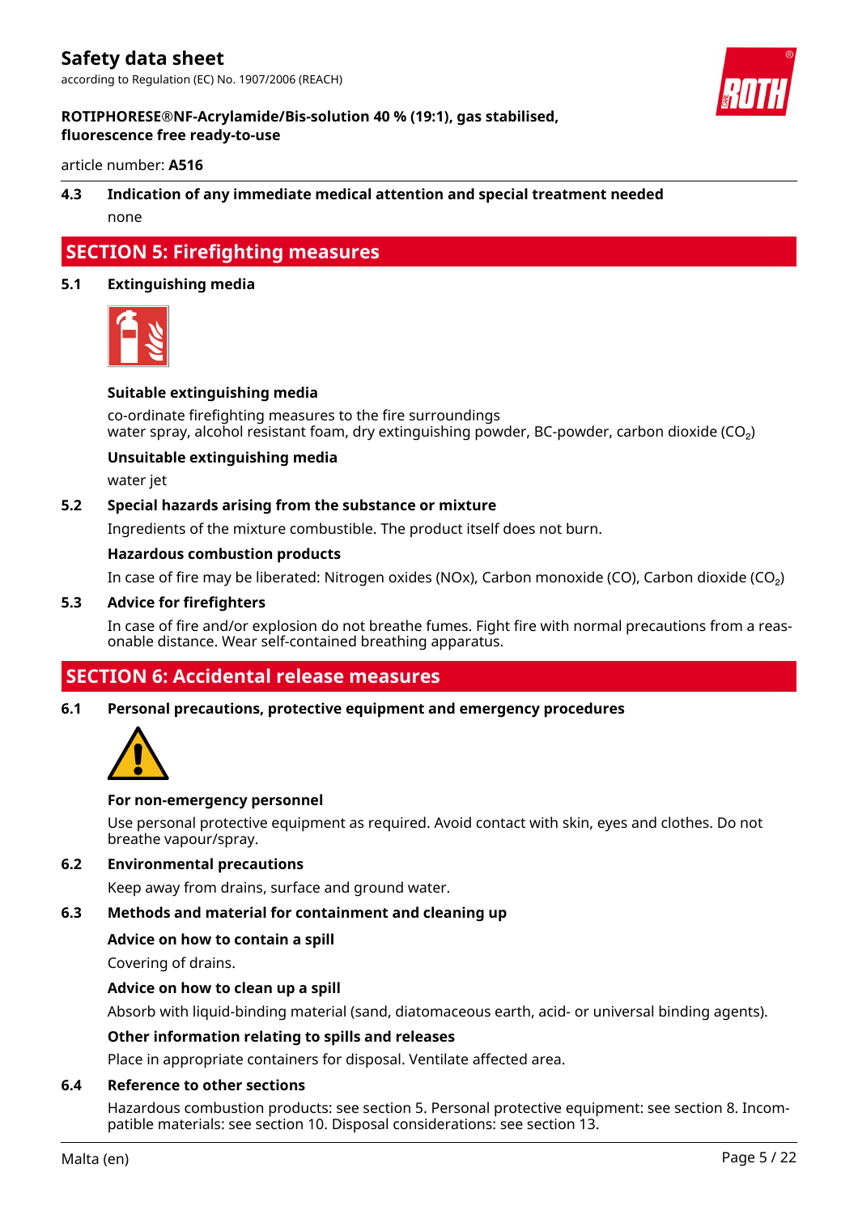### 4.3 Indication of any immediate medical attention and special treatment needed

none

## SECTION 5: Firefighting measures

### 5.1 Extinguishing media

**Suitable extinguishing media**

co-ordinate firefighting measures to the fire surroundings
water spray, alcohol resistant foam, dry extinguishing powder, BC-powder, carbon dioxide ($CO_2$)

**Unsuitable extinguishing media**

water jet

### 5.2 Special hazards arising from the substance or mixture

Ingredients of the mixture combustible. The product itself does not burn.

**Hazardous combustion products**

In case of fire may be liberated: Nitrogen oxides (NOx), Carbon monoxide (CO), Carbon dioxide ($CO_2$)

### 5.3 Advice for firefighters

In case of fire and/or explosion do not breathe fumes. Fight fire with normal precautions from a reasonable distance. Wear self-contained breathing apparatus.

## SECTION 6: Accidental release measures

### 6.1 Personal precautions, protective equipment and emergency procedures

**For non-emergency personnel**

Use personal protective equipment as required. Avoid contact with skin, eyes and clothes. Do not breathe vapour/spray.

### 6.2 Environmental precautions

Keep away from drains, surface and ground water.

### 6.3 Methods and material for containment and cleaning up

**Advice on how to contain a spill**

Covering of drains.

**Advice on how to clean up a spill**

Absorb with liquid-binding material (sand, diatomaceous earth, acid- or universal binding agents).

**Other information relating to spills and releases**

Place in appropriate containers for disposal. Ventilate affected area.

### 6.4 Reference to other sections

Hazardous combustion products: see section 5. Personal protective equipment: see section 8. Incompatible materials: see section 10. Disposal considerations: see section 13.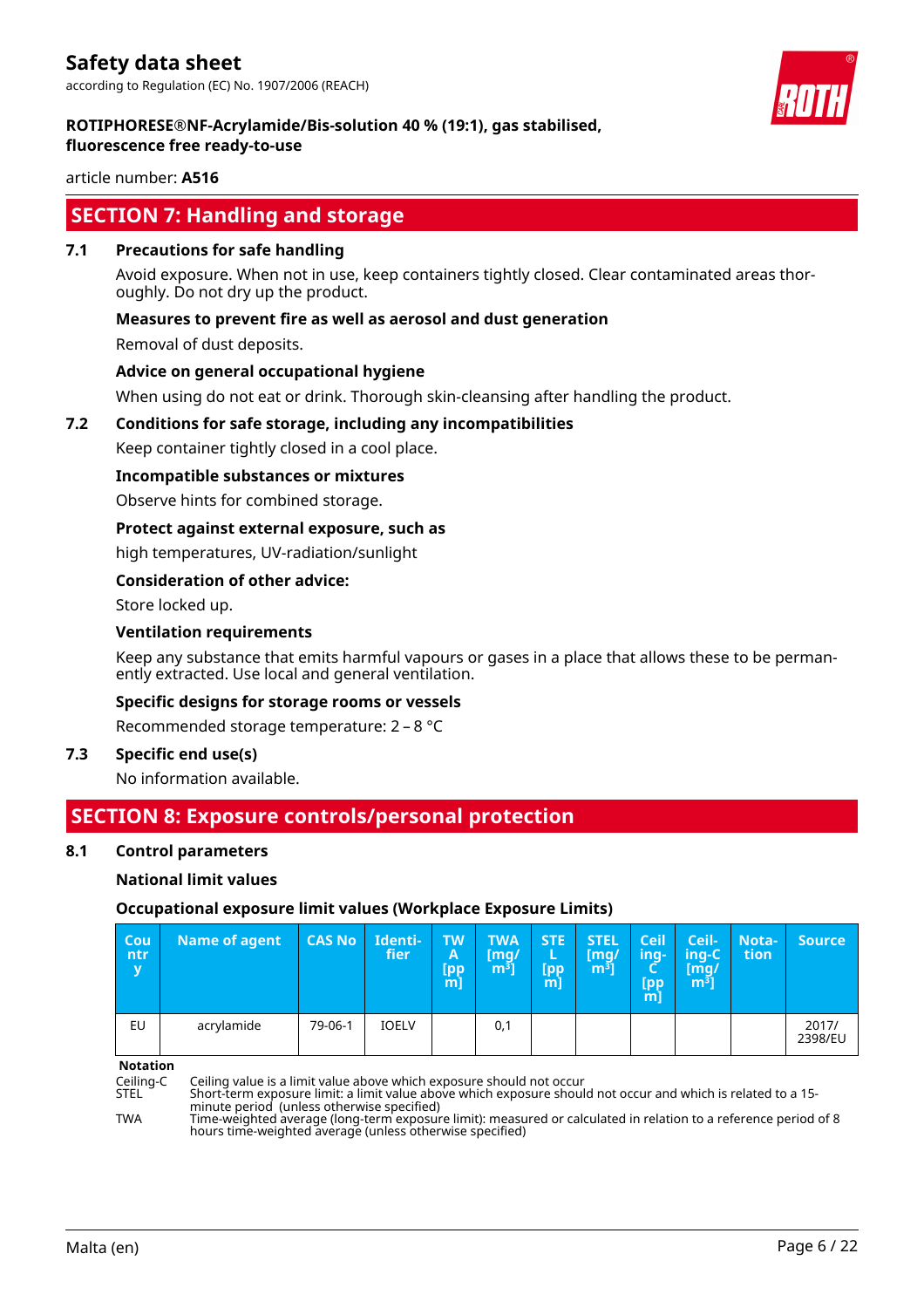## SECTION 7: Handling and storage

### 7.1 Precautions for safe handling

Avoid exposure. When not in use, keep containers tightly closed. Clear contaminated areas thoroughly. Do not dry up the product.

**Measures to prevent fire as well as aerosol and dust generation**

Removal of dust deposits.

**Advice on general occupational hygiene**

When using do not eat or drink. Thorough skin-cleansing after handling the product.

### 7.2 Conditions for safe storage, including any incompatibilities

Keep container tightly closed in a cool place.

**Incompatible substances or mixtures**

Observe hints for combined storage.

**Protect against external exposure, such as**

high temperatures, UV-radiation/sunlight

**Consideration of other advice:**

Store locked up.

**Ventilation requirements**

Keep any substance that emits harmful vapours or gases in a place that allows these to be permanently extracted. Use local and general ventilation.

**Specific designs for storage rooms or vessels**

Recommended storage temperature: 2 – 8 °C

### 7.3 Specific end use(s)

No information available.

## SECTION 8: Exposure controls/personal protection

### 8.1 Control parameters

**National limit values**

**Occupational exposure limit values (Workplace Exposure Limits)**

| Country | Name of agent | CAS No | Identifier | TWA [ppm] | TWA [mg/m³] | STEL [ppm] | STEL [mg/m³] | Ceiling-C [ppm] | Ceiling-C [mg/m³] | Notation | Source |
|---|---|---|---|---|---|---|---|---|---|---|---|
| EU | acrylamide | 79-06-1 | IOELV | | 0,1 | | | | | | 2017/2398/EU |

**Notation**

Ceiling-C Ceiling value is a limit value above which exposure should not occur
STEL Short-term exposure limit: a limit value above which exposure should not occur and which is related to a 15-minute period (unless otherwise specified)
TWA Time-weighted average (long-term exposure limit): measured or calculated in relation to a reference period of 8 hours time-weighted average (unless otherwise specified)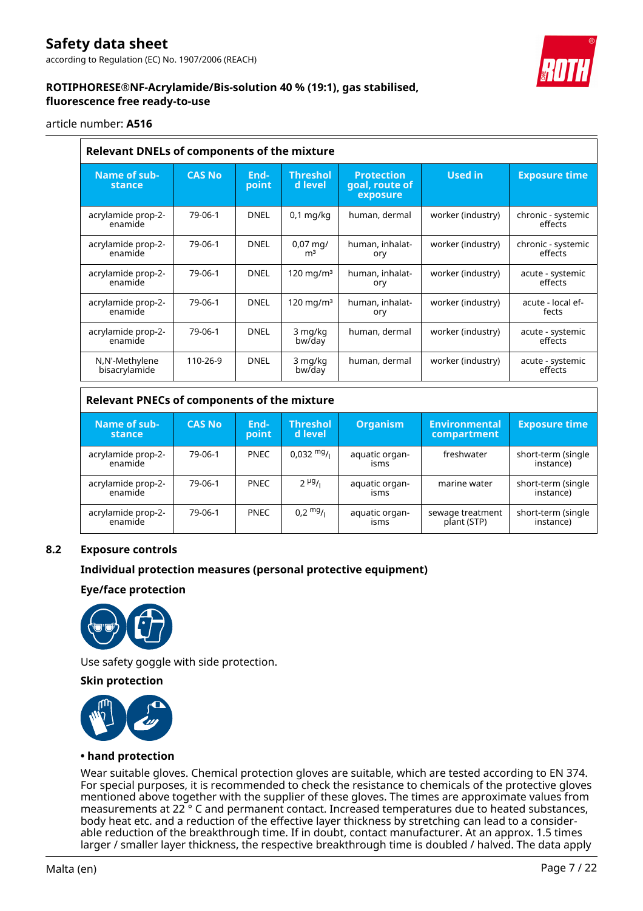| Relevant DNELs of components of the mixture | | | | | | |
|---|---|---|---|---|---|---|
| **Name of substance** | **CAS No** | **Endpoint** | **Threshold level** | **Protection goal, route of exposure** | **Used in** | **Exposure time** |
| acrylamide prop-2-enamide | 79-06-1 | DNEL | 0,1 mg/kg | human, dermal | worker (industry) | chronic - systemic effects |
| acrylamide prop-2-enamide | 79-06-1 | DNEL | 0,07 mg/m³ | human, inhalatory | worker (industry) | chronic - systemic effects |
| acrylamide prop-2-enamide | 79-06-1 | DNEL | 120 mg/m³ | human, inhalatory | worker (industry) | acute - systemic effects |
| acrylamide prop-2-enamide | 79-06-1 | DNEL | 120 mg/m³ | human, inhalatory | worker (industry) | acute - local effects |
| acrylamide prop-2-enamide | 79-06-1 | DNEL | 3 mg/kg bw/day | human, dermal | worker (industry) | acute - systemic effects |
| N,N'-Methylene bisacrylamide | 110-26-9 | DNEL | 3 mg/kg bw/day | human, dermal | worker (industry) | acute - systemic effects |

| Relevant PNECs of components of the mixture | | | | | | |
|---|---|---|---|---|---|---|
| **Name of substance** | **CAS No** | **Endpoint** | **Threshold level** | **Organism** | **Environmental compartment** | **Exposure time** |
| acrylamide prop-2-enamide | 79-06-1 | PNEC | 0,032 mg/l | aquatic organisms | freshwater | short-term (single instance) |
| acrylamide prop-2-enamide | 79-06-1 | PNEC | 2 µg/l | aquatic organisms | marine water | short-term (single instance) |
| acrylamide prop-2-enamide | 79-06-1 | PNEC | 0,2 mg/l | aquatic organisms | sewage treatment plant (STP) | short-term (single instance) |

## 8.2 Exposure controls

### Individual protection measures (personal protective equipment)

#### Eye/face protection

Use safety goggle with side protection.

#### Skin protection

**• hand protection**

Wear suitable gloves. Chemical protection gloves are suitable, which are tested according to EN 374. For special purposes, it is recommended to check the resistance to chemicals of the protective gloves mentioned above together with the supplier of these gloves. The times are approximate values from measurements at 22 ° C and permanent contact. Increased temperatures due to heated substances, body heat etc. and a reduction of the effective layer thickness by stretching can lead to a considerable reduction of the breakthrough time. If in doubt, contact manufacturer. At an approx. 1.5 times larger / smaller layer thickness, the respective breakthrough time is doubled / halved. The data apply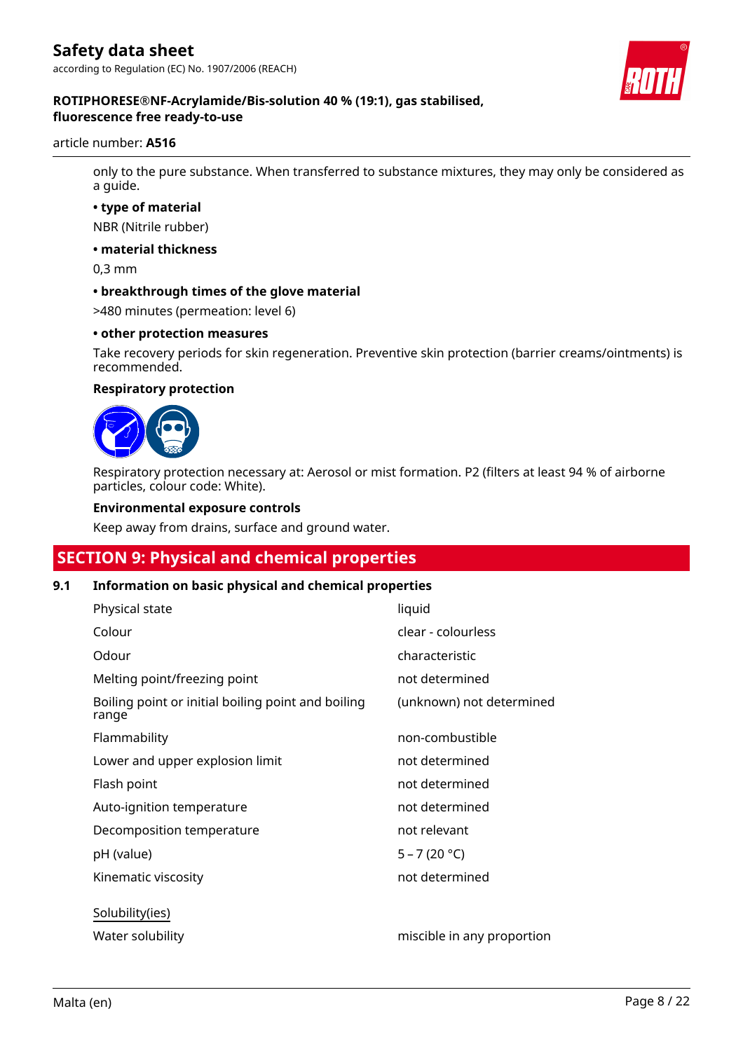only to the pure substance. When transferred to substance mixtures, they may only be considered as a guide.

**• type of material**

NBR (Nitrile rubber)

**• material thickness**

0,3 mm

**• breakthrough times of the glove material**

>480 minutes (permeation: level 6)

**• other protection measures**

Take recovery periods for skin regeneration. Preventive skin protection (barrier creams/ointments) is recommended.

**Respiratory protection**

Respiratory protection necessary at: Aerosol or mist formation. P2 (filters at least 94 % of airborne particles, colour code: White).

**Environmental exposure controls**

Keep away from drains, surface and ground water.

## SECTION 9: Physical and chemical properties

### 9.1 Information on basic physical and chemical properties

| | |
|---|---|
| Physical state | liquid |
| Colour | clear - colourless |
| Odour | characteristic |
| Melting point/freezing point | not determined |
| Boiling point or initial boiling point and boiling range | (unknown) not determined |
| Flammability | non-combustible |
| Lower and upper explosion limit | not determined |
| Flash point | not determined |
| Auto-ignition temperature | not determined |
| Decomposition temperature | not relevant |
| pH (value) | 5 – 7 (20 °C) |
| Kinematic viscosity | not determined |

Solubility(ies)

| | |
|---|---|
| Water solubility | miscible in any proportion |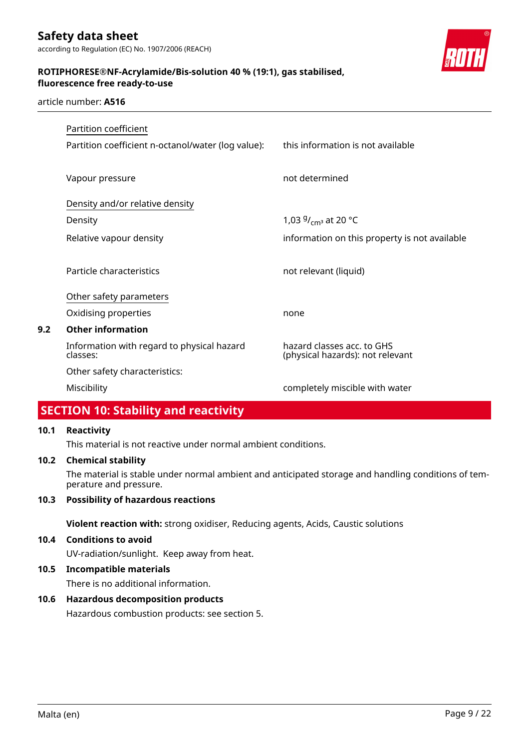| | |
|---|---|
| Partition coefficient | |
| Partition coefficient n-octanol/water (log value): | this information is not available |
| Vapour pressure | not determined |
| Density and/or relative density | |
| Density | 1,03 $^{g}/_{cm^3}$ at 20 °C |
| Relative vapour density | information on this property is not available |
| Particle characteristics | not relevant (liquid) |
| Other safety parameters | |
| Oxidising properties | none |

### 9.2 Other information

| | |
|---|---|
| Information with regard to physical hazard classes: | hazard classes acc. to GHS (physical hazards): not relevant |
| Other safety characteristics: | |
| Miscibility | completely miscible with water |

## SECTION 10: Stability and reactivity

### 10.1 Reactivity

This material is not reactive under normal ambient conditions.

### 10.2 Chemical stability

The material is stable under normal ambient and anticipated storage and handling conditions of temperature and pressure.

### 10.3 Possibility of hazardous reactions

**Violent reaction with:** strong oxidiser, Reducing agents, Acids, Caustic solutions

### 10.4 Conditions to avoid

UV-radiation/sunlight. Keep away from heat.

### 10.5 Incompatible materials

There is no additional information.

### 10.6 Hazardous decomposition products

Hazardous combustion products: see section 5.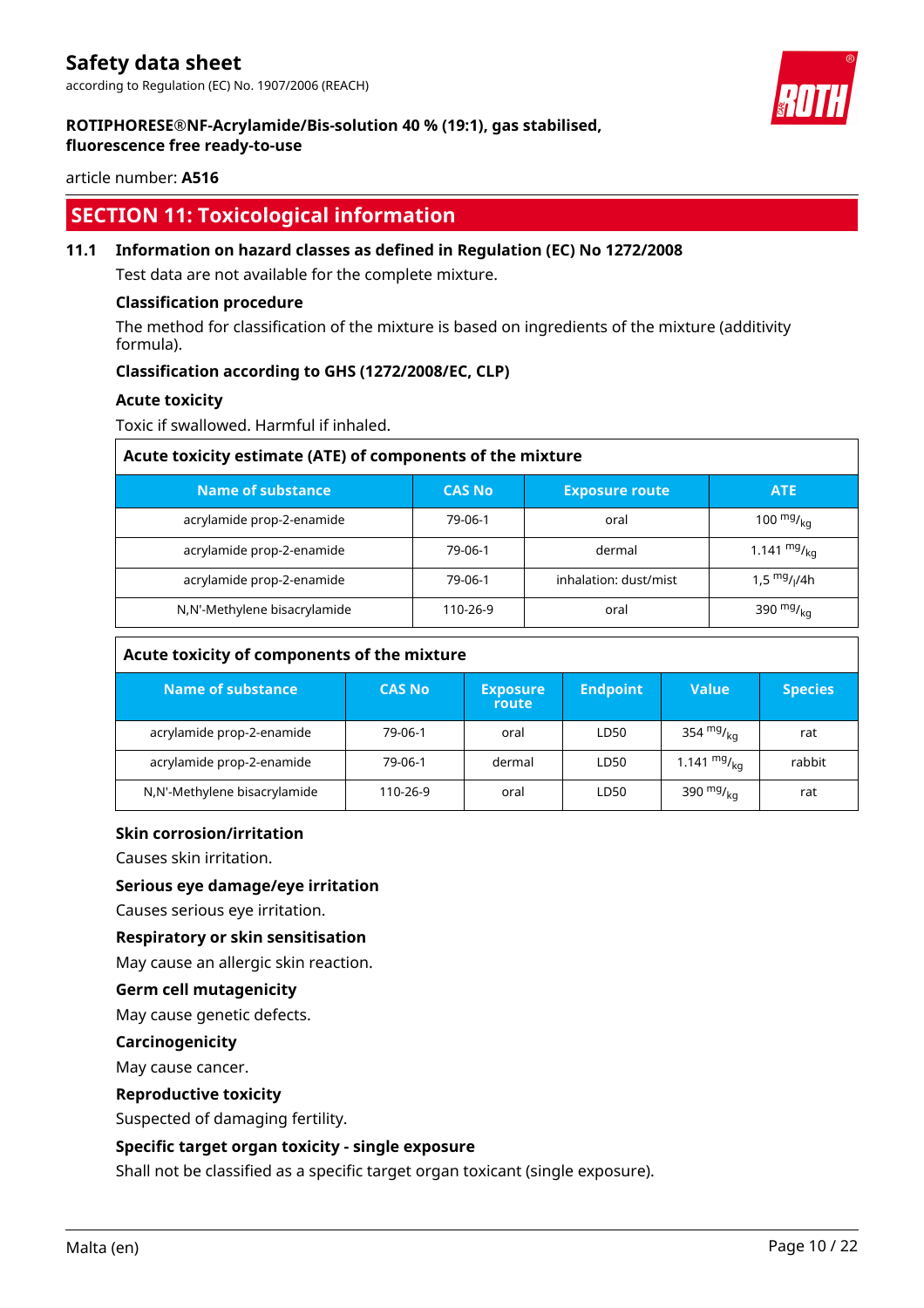## SECTION 11: Toxicological information

### 11.1 Information on hazard classes as defined in Regulation (EC) No 1272/2008

Test data are not available for the complete mixture.

**Classification procedure**

The method for classification of the mixture is based on ingredients of the mixture (additivity formula).

**Classification according to GHS (1272/2008/EC, CLP)**

**Acute toxicity**

Toxic if swallowed. Harmful if inhaled.

**Acute toxicity estimate (ATE) of components of the mixture**

| Name of substance | CAS No | Exposure route | ATE |
|---|---|---|---|
| acrylamide prop-2-enamide | 79-06-1 | oral | 100 $^{mg}/_{kg}$ |
| acrylamide prop-2-enamide | 79-06-1 | dermal | 1.141 $^{mg}/_{kg}$ |
| acrylamide prop-2-enamide | 79-06-1 | inhalation: dust/mist | 1,5 $^{mg}/_{l}$/4h |
| N,N'-Methylene bisacrylamide | 110-26-9 | oral | 390 $^{mg}/_{kg}$ |

**Acute toxicity of components of the mixture**

| Name of substance | CAS No | Exposure route | Endpoint | Value | Species |
|---|---|---|---|---|---|
| acrylamide prop-2-enamide | 79-06-1 | oral | LD50 | 354 $^{mg}/_{kg}$ | rat |
| acrylamide prop-2-enamide | 79-06-1 | dermal | LD50 | 1.141 $^{mg}/_{kg}$ | rabbit |
| N,N'-Methylene bisacrylamide | 110-26-9 | oral | LD50 | 390 $^{mg}/_{kg}$ | rat |

**Skin corrosion/irritation**

Causes skin irritation.

**Serious eye damage/eye irritation**

Causes serious eye irritation.

**Respiratory or skin sensitisation**

May cause an allergic skin reaction.

**Germ cell mutagenicity**

May cause genetic defects.

**Carcinogenicity**

May cause cancer.

**Reproductive toxicity**

Suspected of damaging fertility.

**Specific target organ toxicity - single exposure**

Shall not be classified as a specific target organ toxicant (single exposure).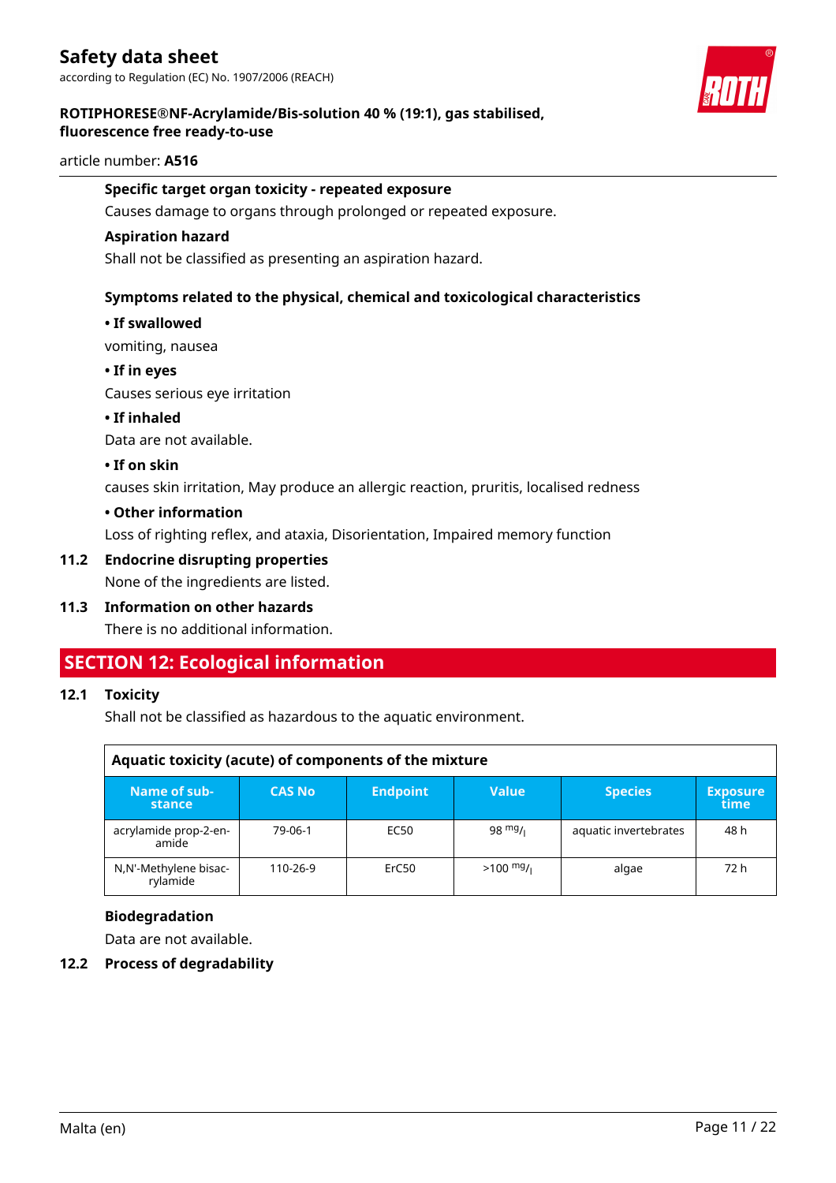**Specific target organ toxicity - repeated exposure**

Causes damage to organs through prolonged or repeated exposure.

**Aspiration hazard**

Shall not be classified as presenting an aspiration hazard.

**Symptoms related to the physical, chemical and toxicological characteristics**

**• If swallowed**

vomiting, nausea

**• If in eyes**

Causes serious eye irritation

**• If inhaled**

Data are not available.

**• If on skin**

causes skin irritation, May produce an allergic reaction, pruritis, localised redness

**• Other information**

Loss of righting reflex, and ataxia, Disorientation, Impaired memory function

**11.2 Endocrine disrupting properties**

None of the ingredients are listed.

**11.3 Information on other hazards**

There is no additional information.

## SECTION 12: Ecological information

**12.1 Toxicity**

Shall not be classified as hazardous to the aquatic environment.

| Aquatic toxicity (acute) of components of the mixture | | | | | |
|---|---|---|---|---|---|
| Name of substance | CAS No | Endpoint | Value | Species | Exposure time |
| acrylamide prop-2-enamide | 79-06-1 | EC50 | 98 $^{mg}/_{l}$ | aquatic invertebrates | 48 h |
| N,N'-Methylene bisacrylamide | 110-26-9 | ErC50 | >100 $^{mg}/_{l}$ | algae | 72 h |

**Biodegradation**

Data are not available.

**12.2 Process of degradability**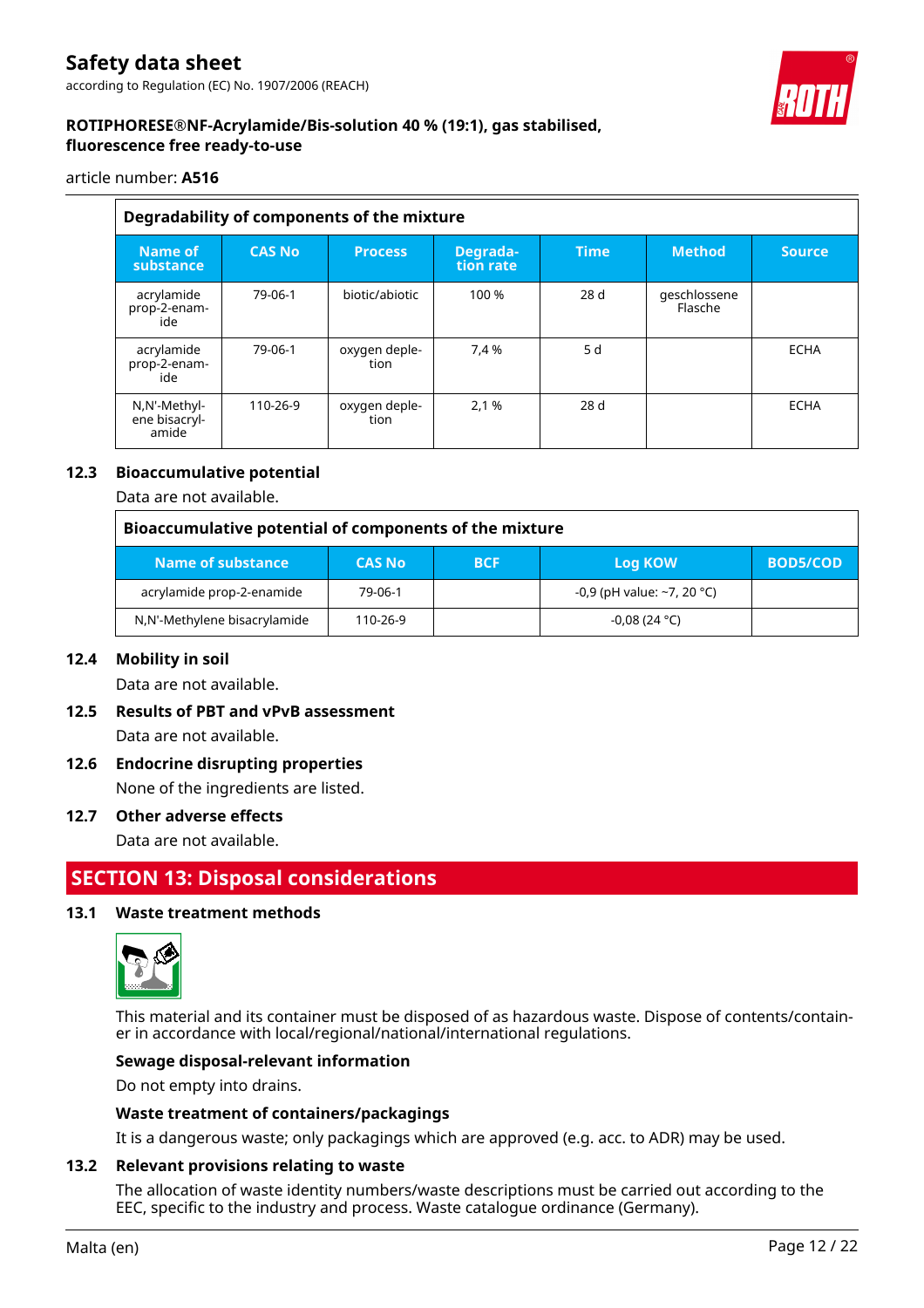| Degradability of components of the mixture | | | | | | |
|---|---|---|---|---|---|---|
| **Name of substance** | **CAS No** | **Process** | **Degradation rate** | **Time** | **Method** | **Source** |
| acrylamide prop-2-enamide | 79-06-1 | biotic/abiotic | 100 % | 28 d | geschlossene Flasche | |
| acrylamide prop-2-enamide | 79-06-1 | oxygen depletion | 7,4 % | 5 d | | ECHA |
| N,N'-Methylene bisacrylamide | 110-26-9 | oxygen depletion | 2,1 % | 28 d | | ECHA |

### 12.3 Bioaccumulative potential

Data are not available.

| Bioaccumulative potential of components of the mixture | | | | |
|---|---|---|---|---|
| **Name of substance** | **CAS No** | **BCF** | **Log KOW** | **BOD5/COD** |
| acrylamide prop-2-enamide | 79-06-1 | | -0,9 (pH value: ~7, 20 °C) | |
| N,N'-Methylene bisacrylamide | 110-26-9 | | -0,08 (24 °C) | |

### 12.4 Mobility in soil

Data are not available.

### 12.5 Results of PBT and vPvB assessment

Data are not available.

### 12.6 Endocrine disrupting properties

None of the ingredients are listed.

### 12.7 Other adverse effects

Data are not available.

## SECTION 13: Disposal considerations

### 13.1 Waste treatment methods

This material and its container must be disposed of as hazardous waste. Dispose of contents/container in accordance with local/regional/national/international regulations.

**Sewage disposal-relevant information**

Do not empty into drains.

**Waste treatment of containers/packagings**

It is a dangerous waste; only packagings which are approved (e.g. acc. to ADR) may be used.

### 13.2 Relevant provisions relating to waste

The allocation of waste identity numbers/waste descriptions must be carried out according to the EEC, specific to the industry and process. Waste catalogue ordinance (Germany).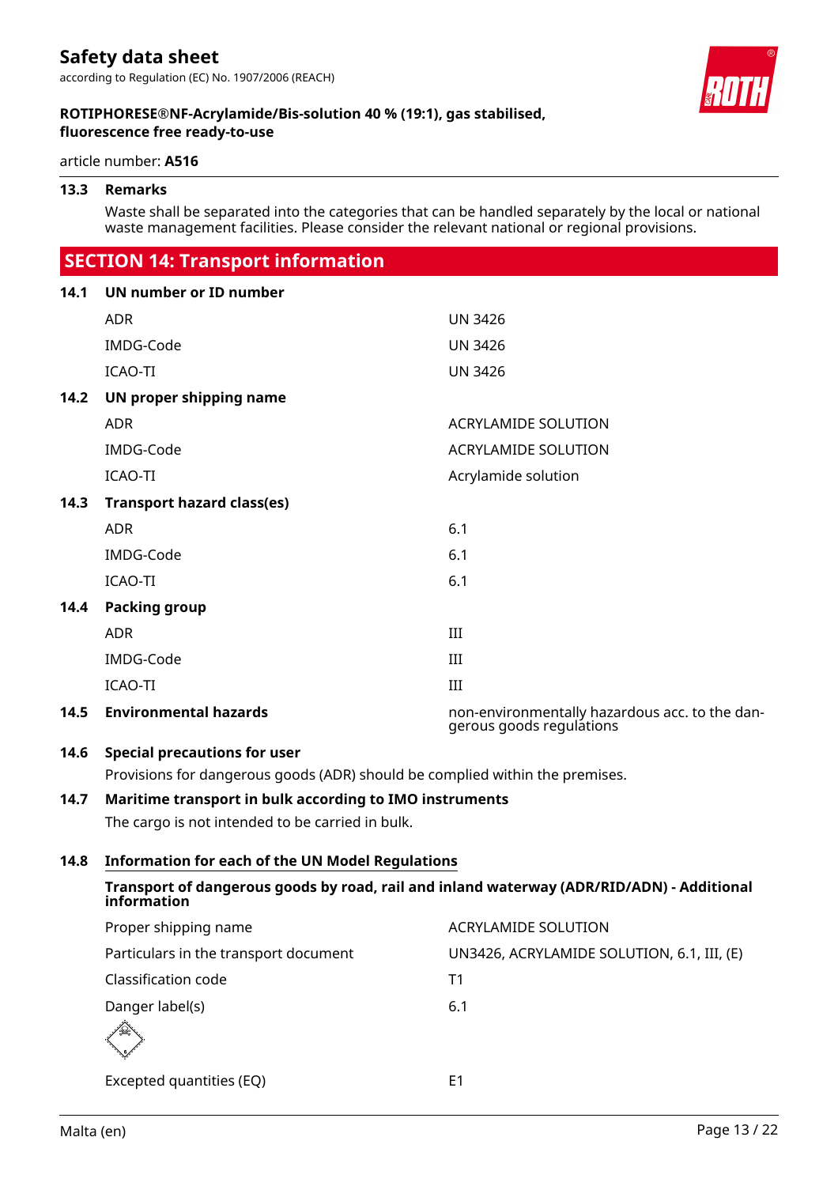### 13.3 Remarks

Waste shall be separated into the categories that can be handled separately by the local or national waste management facilities. Please consider the relevant national or regional provisions.

## SECTION 14: Transport information

### 14.1 UN number or ID number

| | |
|---|---|
| ADR | UN 3426 |
| IMDG-Code | UN 3426 |
| ICAO-TI | UN 3426 |

### 14.2 UN proper shipping name

| | |
|---|---|
| ADR | ACRYLAMIDE SOLUTION |
| IMDG-Code | ACRYLAMIDE SOLUTION |
| ICAO-TI | Acrylamide solution |

### 14.3 Transport hazard class(es)

| | |
|---|---|
| ADR | 6.1 |
| IMDG-Code | 6.1 |
| ICAO-TI | 6.1 |

### 14.4 Packing group

| | |
|---|---|
| ADR | III |
| IMDG-Code | III |
| ICAO-TI | III |

### 14.5 Environmental hazards

non-environmentally hazardous acc. to the dangerous goods regulations

### 14.6 Special precautions for user

Provisions for dangerous goods (ADR) should be complied within the premises.

### 14.7 Maritime transport in bulk according to IMO instruments

The cargo is not intended to be carried in bulk.

### 14.8 Information for each of the UN Model Regulations

**Transport of dangerous goods by road, rail and inland waterway (ADR/RID/ADN) - Additional information**

| | |
|---|---|
| Proper shipping name | ACRYLAMIDE SOLUTION |
| Particulars in the transport document | UN3426, ACRYLAMIDE SOLUTION, 6.1, III, (E) |
| Classification code | T1 |
| Danger label(s) | 6.1 |
| Excepted quantities (EQ) | E1 |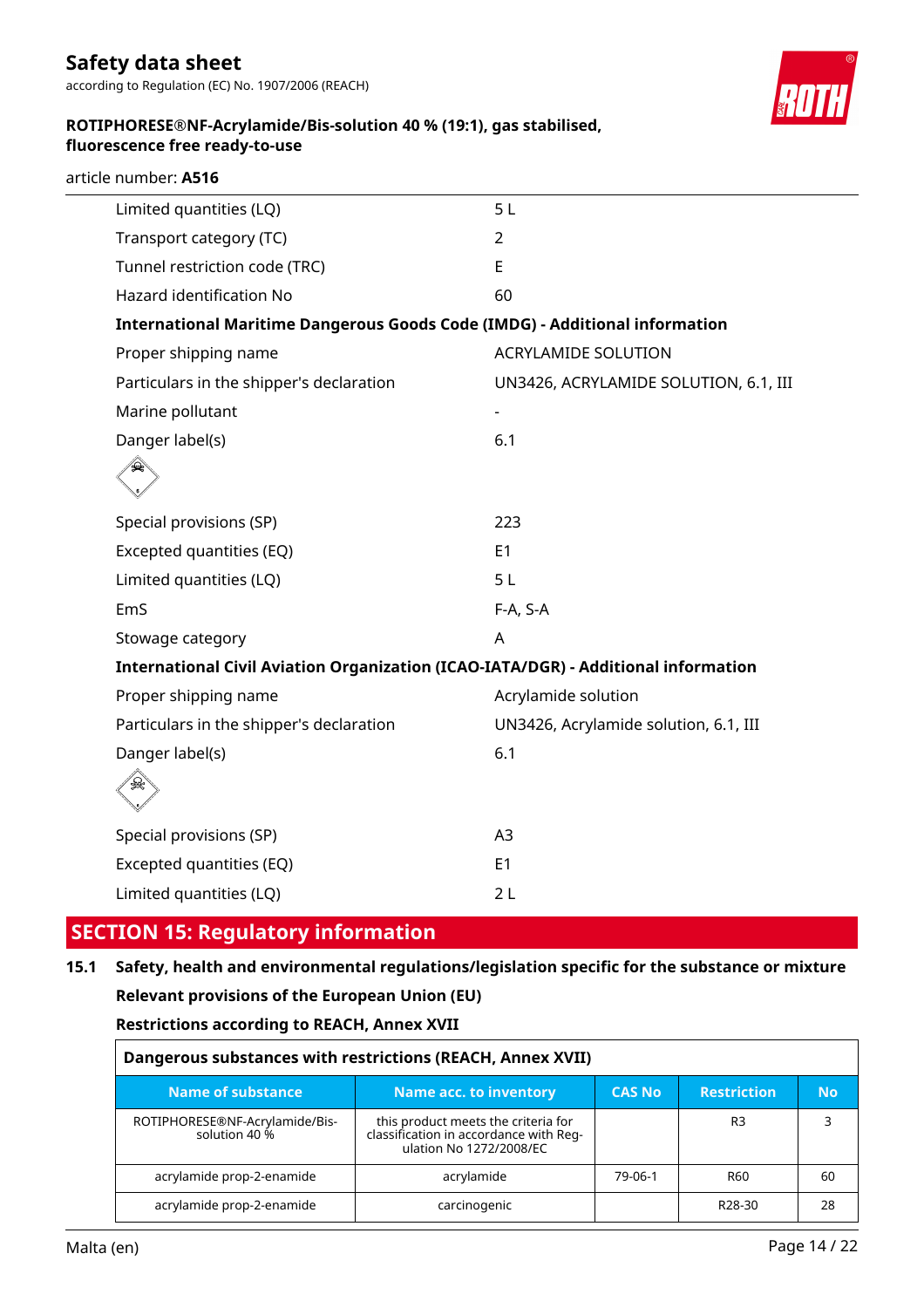| | |
|---|---|
| Limited quantities (LQ) | 5 L |
| Transport category (TC) | 2 |
| Tunnel restriction code (TRC) | E |
| Hazard identification No | 60 |

**International Maritime Dangerous Goods Code (IMDG) - Additional information**

| | |
|---|---|
| Proper shipping name | ACRYLAMIDE SOLUTION |
| Particulars in the shipper's declaration | UN3426, ACRYLAMIDE SOLUTION, 6.1, III |
| Marine pollutant | - |
| Danger label(s) | 6.1 |
| Special provisions (SP) | 223 |
| Excepted quantities (EQ) | E1 |
| Limited quantities (LQ) | 5 L |
| EmS | F-A, S-A |
| Stowage category | A |

**International Civil Aviation Organization (ICAO-IATA/DGR) - Additional information**

| | |
|---|---|
| Proper shipping name | Acrylamide solution |
| Particulars in the shipper's declaration | UN3426, Acrylamide solution, 6.1, III |
| Danger label(s) | 6.1 |
| Special provisions (SP) | A3 |
| Excepted quantities (EQ) | E1 |
| Limited quantities (LQ) | 2 L |

## SECTION 15: Regulatory information

### 15.1 Safety, health and environmental regulations/legislation specific for the substance or mixture

**Relevant provisions of the European Union (EU)**

**Restrictions according to REACH, Annex XVII**

**Dangerous substances with restrictions (REACH, Annex XVII)**

| Name of substance | Name acc. to inventory | CAS No | Restriction | No |
|---|---|---|---|---|
| ROTIPHORESE®NF-Acrylamide/Bis-solution 40 % | this product meets the criteria for classification in accordance with Regulation No 1272/2008/EC | | R3 | 3 |
| acrylamide prop-2-enamide | acrylamide | 79-06-1 | R60 | 60 |
| acrylamide prop-2-enamide | carcinogenic | | R28-30 | 28 |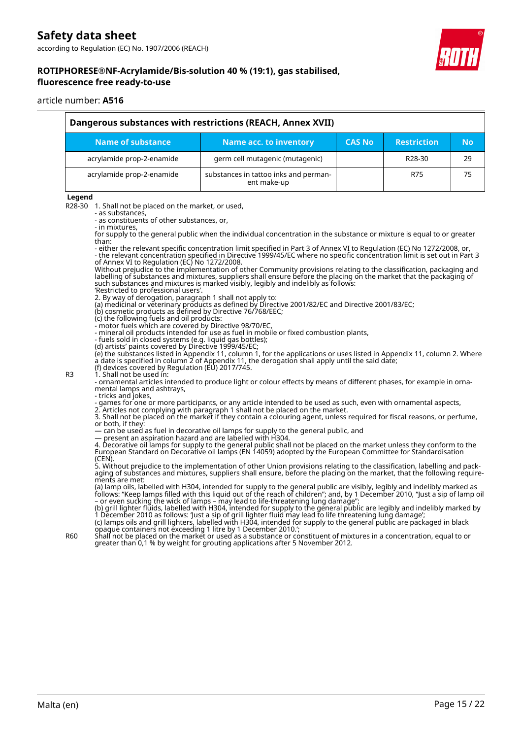| Dangerous substances with restrictions (REACH, Annex XVII) | | | | |
|---|---|---|---|---|
| **Name of substance** | **Name acc. to inventory** | **CAS No** | **Restriction** | **No** |
| acrylamide prop-2-enamide | germ cell mutagenic (mutagenic) | | R28-30 | 29 |
| acrylamide prop-2-enamide | substances in tattoo inks and permanent make-up | | R75 | 75 |

**Legend**

R28-30 1. Shall not be placed on the market, or used,
- as substances,
- as constituents of other substances, or,
- in mixtures,

for supply to the general public when the individual concentration in the substance or mixture is equal to or greater than:
- either the relevant specific concentration limit specified in Part 3 of Annex VI to Regulation (EC) No 1272/2008, or,
- the relevant concentration specified in Directive 1999/45/EC where no specific concentration limit is set out in Part 3 of Annex VI to Regulation (EC) No 1272/2008.

Without prejudice to the implementation of other Community provisions relating to the classification, packaging and labelling of substances and mixtures, suppliers shall ensure before the placing on the market that the packaging of such substances and mixtures is marked visibly, legibly and indelibly as follows:
'Restricted to professional users'.

2. By way of derogation, paragraph 1 shall not apply to:
(a) medicinal or veterinary products as defined by Directive 2001/82/EC and Directive 2001/83/EC;
(b) cosmetic products as defined by Directive 76/768/EEC;
(c) the following fuels and oil products:
- motor fuels which are covered by Directive 98/70/EC,
- mineral oil products intended for use as fuel in mobile or fixed combustion plants,
- fuels sold in closed systems (e.g. liquid gas bottles);
(d) artists' paints covered by Directive 1999/45/EC;
(e) the substances listed in Appendix 11, column 1, for the applications or uses listed in Appendix 11, column 2. Where a date is specified in column 2 of Appendix 11, the derogation shall apply until the said date;
(f) devices covered by Regulation (EU) 2017/745.

R3 1. Shall not be used in:
- ornamental articles intended to produce light or colour effects by means of different phases, for example in ornamental lamps and ashtrays,
- tricks and jokes,
- games for one or more participants, or any article intended to be used as such, even with ornamental aspects,

2. Articles not complying with paragraph 1 shall not be placed on the market.
3. Shall not be placed on the market if they contain a colouring agent, unless required for fiscal reasons, or perfume, or both, if they:
— can be used as fuel in decorative oil lamps for supply to the general public, and
— present an aspiration hazard and are labelled with H304.
4. Decorative oil lamps for supply to the general public shall not be placed on the market unless they conform to the European Standard on Decorative oil lamps (EN 14059) adopted by the European Committee for Standardisation (CEN).
5. Without prejudice to the implementation of other Union provisions relating to the classification, labelling and packaging of substances and mixtures, suppliers shall ensure, before the placing on the market, that the following requirements are met:
(a) lamp oils, labelled with H304, intended for supply to the general public are visibly, legibly and indelibly marked as follows: "Keep lamps filled with this liquid out of the reach of children"; and, by 1 December 2010, "Just a sip of lamp oil – or even sucking the wick of lamps – may lead to life-threatening lung damage";
(b) grill lighter fluids, labelled with H304, intended for supply to the general public are legibly and indelibly marked by 1 December 2010 as follows: 'Just a sip of grill lighter fluid may lead to life threatening lung damage';
(c) lamps oils and grill lighters, labelled with H304, intended for supply to the general public are packaged in black opaque containers not exceeding 1 litre by 1 December 2010.';

R60 Shall not be placed on the market or used as a substance or constituent of mixtures in a concentration, equal to or greater than 0,1 % by weight for grouting applications after 5 November 2012.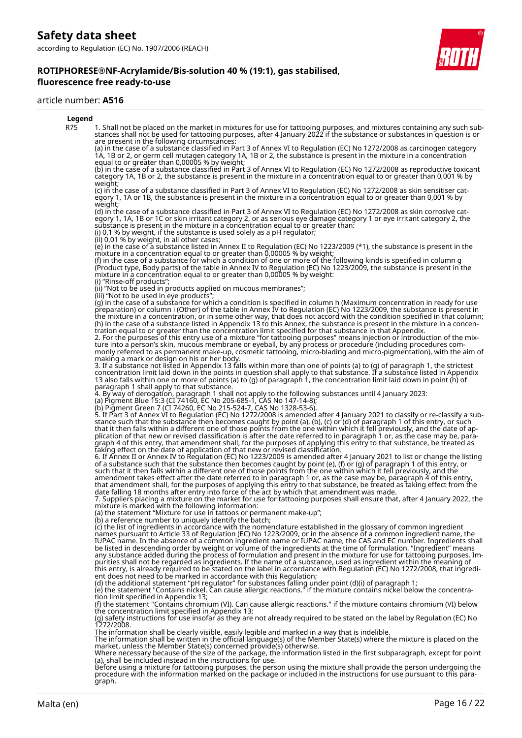**Legend**

| | |
|---|---|
| R75 | 1. Shall not be placed on the market in mixtures for use for tattooing purposes, and mixtures containing any such substances shall not be used for tattooing purposes, after 4 January 2022 if the substance or substances in question is or are present in the following circumstances:<br>(a) in the case of a substance classified in Part 3 of Annex VI to Regulation (EC) No 1272/2008 as carcinogen category 1A, 1B or 2, or germ cell mutagen category 1A, 1B or 2, the substance is present in the mixture in a concentration equal to or greater than 0,00005 % by weight;<br>(b) in the case of a substance classified in Part 3 of Annex VI to Regulation (EC) No 1272/2008 as reproductive toxicant category 1A, 1B or 2, the substance is present in the mixture in a concentration equal to or greater than 0,001 % by weight;<br>(c) in the case of a substance classified in Part 3 of Annex VI to Regulation (EC) No 1272/2008 as skin sensitiser category 1, 1A or 1B, the substance is present in the mixture in a concentration equal to or greater than 0,001 % by weight;<br>(d) in the case of a substance classified in Part 3 of Annex VI to Regulation (EC) No 1272/2008 as skin corrosive category 1, 1A, 1B or 1C or skin irritant category 2, or as serious eye damage category 1 or eye irritant category 2, the substance is present in the mixture in a concentration equal to or greater than:<br>(i) 0,1 % by weight, if the substance is used solely as a pH regulator;<br>(ii) 0,01 % by weight, in all other cases;<br>(e) in the case of a substance listed in Annex II to Regulation (EC) No 1223/2009 (*1), the substance is present in the mixture in a concentration equal to or greater than 0,00005 % by weight;<br>(f) in the case of a substance for which a condition of one or more of the following kinds is specified in column g (Product type, Body parts) of the table in Annex IV to Regulation (EC) No 1223/2009, the substance is present in the mixture in a concentration equal to or greater than 0,00005 % by weight:<br>(i) "Rinse-off products";<br>(ii) "Not to be used in products applied on mucous membranes";<br>(iii) "Not to be used in eye products";<br>(g) in the case of a substance for which a condition is specified in column h (Maximum concentration in ready for use preparation) or column i (Other) of the table in Annex IV to Regulation (EC) No 1223/2009, the substance is present in the mixture in a concentration, or in some other way, that does not accord with the condition specified in that column;<br>(h) in the case of a substance listed in Appendix 13 to this Annex, the substance is present in the mixture in a concentration equal to or greater than the concentration limit specified for that substance in that Appendix.<br>2. For the purposes of this entry use of a mixture "for tattooing purposes" means injection or introduction of the mixture into a person's skin, mucous membrane or eyeball, by any process or procedure (including procedures commonly referred to as permanent make-up, cosmetic tattooing, micro-blading and micro-pigmentation), with the aim of making a mark or design on his or her body.<br>3. If a substance not listed in Appendix 13 falls within more than one of points (a) to (g) of paragraph 1, the strictest concentration limit laid down in the points in question shall apply to that substance. If a substance listed in Appendix 13 also falls within one or more of points (a) to (g) of paragraph 1, the concentration limit laid down in point (h) of paragraph 1 shall apply to that substance.<br>4. By way of derogation, paragraph 1 shall not apply to the following substances until 4 January 2023:<br>(a) Pigment Blue 15:3 (CI 74160, EC No 205-685-1, CAS No 147-14-8);<br>(b) Pigment Green 7 (CI 74260, EC No 215-524-7, CAS No 1328-53-6).<br>5. If Part 3 of Annex VI to Regulation (EC) No 1272/2008 is amended after 4 January 2021 to classify or re-classify a substance such that the substance then becomes caught by point (a), (b), (c) or (d) of paragraph 1 of this entry, or such that it then falls within a different one of those points from the one within which it fell previously, and the date of application of that new or revised classification is after the date referred to in paragraph 1 or, as the case may be, paragraph 4 of this entry, that amendment shall, for the purposes of applying this entry to that substance, be treated as taking effect on the date of application of that new or revised classification.<br>6. If Annex II or Annex IV to Regulation (EC) No 1223/2009 is amended after 4 January 2021 to list or change the listing of a substance such that the substance then becomes caught by point (e), (f) or (g) of paragraph 1 of this entry, or such that it then falls within a different one of those points from the one within which it fell previously, and the amendment takes effect after the date referred to in paragraph 1 or, as the case may be, paragraph 4 of this entry, that amendment shall, for the purposes of applying this entry to that substance, be treated as taking effect from the date falling 18 months after entry into force of the act by which that amendment was made.<br>7. Suppliers placing a mixture on the market for use for tattooing purposes shall ensure that, after 4 January 2022, the mixture is marked with the following information:<br>(a) the statement "Mixture for use in tattoos or permanent make-up";<br>(b) a reference number to uniquely identify the batch;<br>(c) the list of ingredients in accordance with the nomenclature established in the glossary of common ingredient names pursuant to Article 33 of Regulation (EC) No 1223/2009, or in the absence of a common ingredient name, the IUPAC name. In the absence of a common ingredient name or IUPAC name, the CAS and EC number. Ingredients shall be listed in descending order by weight or volume of the ingredients at the time of formulation. "Ingredient" means any substance added during the process of formulation and present in the mixture for use for tattooing purposes. Impurities shall not be regarded as ingredients. If the name of a substance, used as ingredient within the meaning of this entry, is already required to be stated on the label in accordance with Regulation (EC) No 1272/2008, that ingredient does not need to be marked in accordance with this Regulation;<br>(d) the additional statement "pH regulator" for substances falling under point (d)(i) of paragraph 1;<br>(e) the statement "Contains nickel. Can cause allergic reactions." if the mixture contains nickel below the concentration limit specified in Appendix 13;<br>(f) the statement "Contains chromium (VI). Can cause allergic reactions." if the mixture contains chromium (VI) below the concentration limit specified in Appendix 13;<br>(g) safety instructions for use insofar as they are not already required to be stated on the label by Regulation (EC) No 1272/2008.<br>The information shall be clearly visible, easily legible and marked in a way that is indelible.<br>The information shall be written in the official language(s) of the Member State(s) where the mixture is placed on the market, unless the Member State(s) concerned provide(s) otherwise.<br>Where necessary because of the size of the package, the information listed in the first subparagraph, except for point (a), shall be included instead in the instructions for use.<br>Before using a mixture for tattooing purposes, the person using the mixture shall provide the person undergoing the procedure with the information marked on the package or included in the instructions for use pursuant to this paragraph. |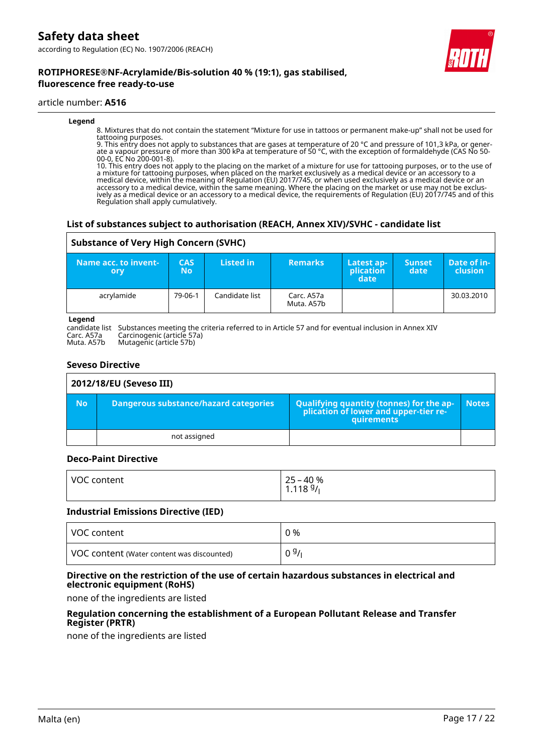**Legend**

8. Mixtures that do not contain the statement "Mixture for use in tattoos or permanent make-up" shall not be used for tattooing purposes.
9. This entry does not apply to substances that are gases at temperature of 20 °C and pressure of 101,3 kPa, or generate a vapour pressure of more than 300 kPa at temperature of 50 °C, with the exception of formaldehyde (CAS No 50-00-0, EC No 200-001-8).
10. This entry does not apply to the placing on the market of a mixture for use for tattooing purposes, or to the use of a mixture for tattooing purposes, when placed on the market exclusively as a medical device or an accessory to a medical device, within the meaning of Regulation (EU) 2017/745, or when used exclusively as a medical device or an accessory to a medical device, within the same meaning. Where the placing on the market or use may not be exclusively as a medical device or an accessory to a medical device, the requirements of Regulation (EU) 2017/745 and of this Regulation shall apply cumulatively.

### List of substances subject to authorisation (REACH, Annex XIV)/SVHC - candidate list

**Substance of Very High Concern (SVHC)**

| Name acc. to inventory | CAS No | Listed in | Remarks | Latest application date | Sunset date | Date of inclusion |
|---|---|---|---|---|---|---|
| acrylamide | 79-06-1 | Candidate list | Carc. A57a<br>Muta. A57b | | | 30.03.2010 |

**Legend**

candidate list Substances meeting the criteria referred to in Article 57 and for eventual inclusion in Annex XIV
Carc. A57a Carcinogenic (article 57a)
Muta. A57b Mutagenic (article 57b)

### Seveso Directive

**2012/18/EU (Seveso III)**

| No | Dangerous substance/hazard categories | Qualifying quantity (tonnes) for the application of lower and upper-tier requirements | Notes |
|---|---|---|---|
| | not assigned | | |

### Deco-Paint Directive

| VOC content | 25 – 40 %<br>1.118 g/l |
|---|---|

### Industrial Emissions Directive (IED)

| VOC content | 0 % |
|---|---|
| VOC content (Water content was discounted) | 0 g/l |

### Directive on the restriction of the use of certain hazardous substances in electrical and electronic equipment (RoHS)

none of the ingredients are listed

### Regulation concerning the establishment of a European Pollutant Release and Transfer Register (PRTR)

none of the ingredients are listed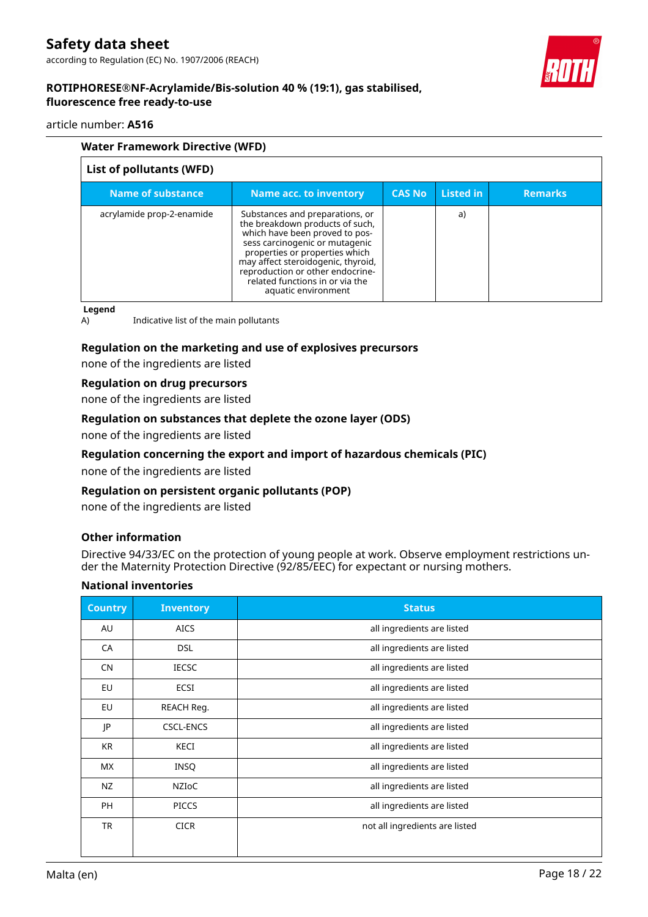### Water Framework Directive (WFD)

| List of pollutants (WFD) | | | | |
|---|---|---|---|---|
| **Name of substance** | **Name acc. to inventory** | **CAS No** | **Listed in** | **Remarks** |
| acrylamide prop-2-enamide | Substances and preparations, or the breakdown products of such, which have been proved to possess carcinogenic or mutagenic properties or properties which may affect steroidogenic, thyroid, reproduction or other endocrine-related functions in or via the aquatic environment | | a) | |

**Legend**

A) Indicative list of the main pollutants

### Regulation on the marketing and use of explosives precursors

none of the ingredients are listed

### Regulation on drug precursors

none of the ingredients are listed

### Regulation on substances that deplete the ozone layer (ODS)

none of the ingredients are listed

### Regulation concerning the export and import of hazardous chemicals (PIC)

none of the ingredients are listed

### Regulation on persistent organic pollutants (POP)

none of the ingredients are listed

### Other information

Directive 94/33/EC on the protection of young people at work. Observe employment restrictions under the Maternity Protection Directive (92/85/EEC) for expectant or nursing mothers.

### National inventories

| Country | Inventory | Status |
|---|---|---|
| AU | AICS | all ingredients are listed |
| CA | DSL | all ingredients are listed |
| CN | IECSC | all ingredients are listed |
| EU | ECSI | all ingredients are listed |
| EU | REACH Reg. | all ingredients are listed |
| JP | CSCL-ENCS | all ingredients are listed |
| KR | KECI | all ingredients are listed |
| MX | INSQ | all ingredients are listed |
| NZ | NZIoC | all ingredients are listed |
| PH | PICCS | all ingredients are listed |
| TR | CICR | not all ingredients are listed |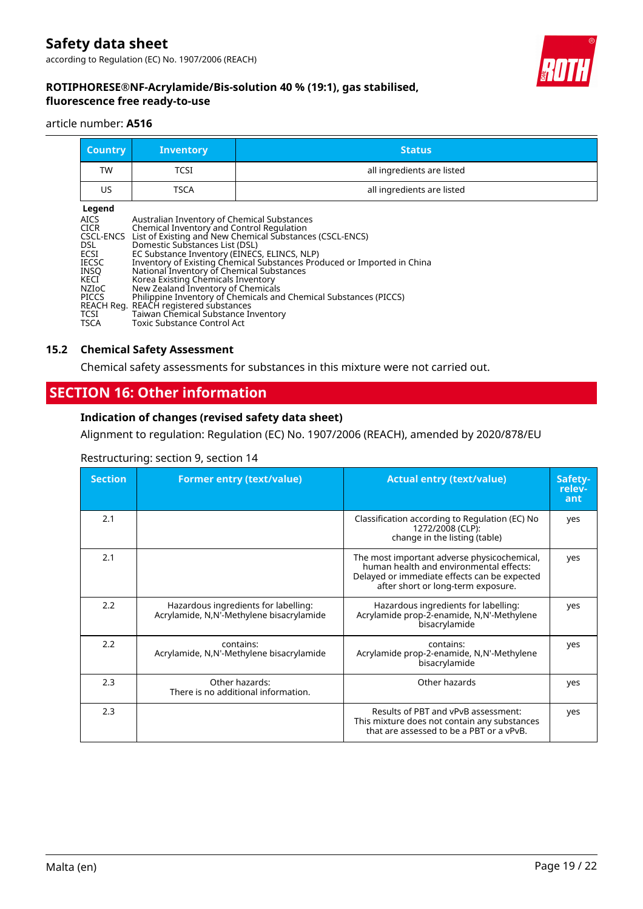| Country | Inventory | Status |
|---|---|---|
| TW | TCSI | all ingredients are listed |
| US | TSCA | all ingredients are listed |

**Legend**

AICS Australian Inventory of Chemical Substances
CICR Chemical Inventory and Control Regulation
CSCL-ENCS List of Existing and New Chemical Substances (CSCL-ENCS)
DSL Domestic Substances List (DSL)
ECSI EC Substance Inventory (EINECS, ELINCS, NLP)
IECSC Inventory of Existing Chemical Substances Produced or Imported in China
INSQ National Inventory of Chemical Substances
KECI Korea Existing Chemicals Inventory
NZIoC New Zealand Inventory of Chemicals
PICCS Philippine Inventory of Chemicals and Chemical Substances (PICCS)
REACH Reg. REACH registered substances
TCSI Taiwan Chemical Substance Inventory
TSCA Toxic Substance Control Act

### 15.2 Chemical Safety Assessment

Chemical safety assessments for substances in this mixture were not carried out.

## SECTION 16: Other information

### Indication of changes (revised safety data sheet)

Alignment to regulation: Regulation (EC) No. 1907/2006 (REACH), amended by 2020/878/EU

Restructuring: section 9, section 14

| Section | Former entry (text/value) | Actual entry (text/value) | Safety-relevant |
|---|---|---|---|
| 2.1 | | Classification according to Regulation (EC) No 1272/2008 (CLP): change in the listing (table) | yes |
| 2.1 | | The most important adverse physicochemical, human health and environmental effects: Delayed or immediate effects can be expected after short or long-term exposure. | yes |
| 2.2 | Hazardous ingredients for labelling: Acrylamide, N,N'-Methylene bisacrylamide | Hazardous ingredients for labelling: Acrylamide prop-2-enamide, N,N'-Methylene bisacrylamide | yes |
| 2.2 | contains: Acrylamide, N,N'-Methylene bisacrylamide | contains: Acrylamide prop-2-enamide, N,N'-Methylene bisacrylamide | yes |
| 2.3 | Other hazards: There is no additional information. | Other hazards | yes |
| 2.3 | | Results of PBT and vPvB assessment: This mixture does not contain any substances that are assessed to be a PBT or a vPvB. | yes |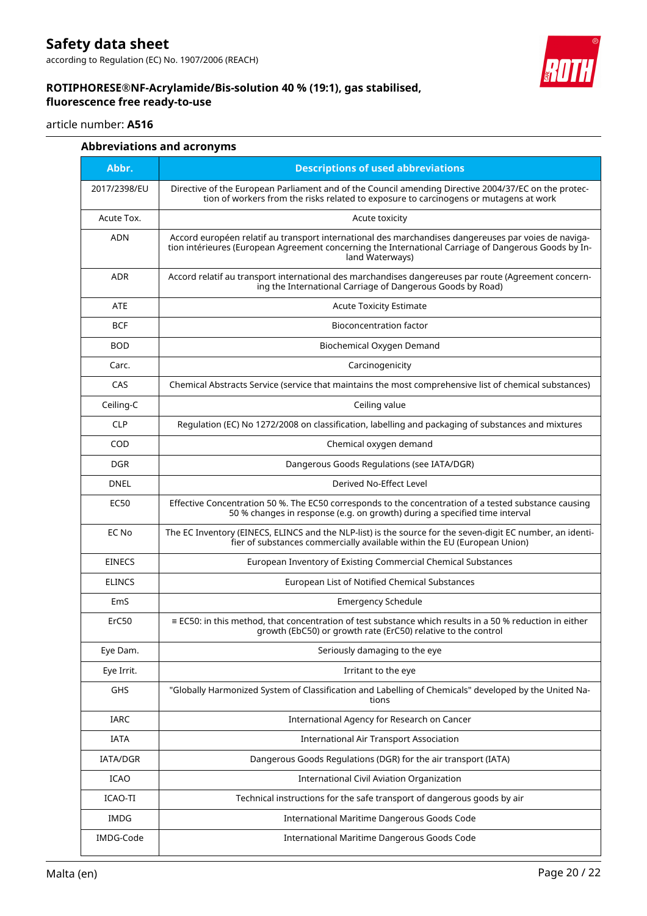### Abbreviations and acronyms

| Abbr. | Descriptions of used abbreviations |
|---|---|
| 2017/2398/EU | Directive of the European Parliament and of the Council amending Directive 2004/37/EC on the protection of workers from the risks related to exposure to carcinogens or mutagens at work |
| Acute Tox. | Acute toxicity |
| ADN | Accord européen relatif au transport international des marchandises dangereuses par voies de navigation intérieures (European Agreement concerning the International Carriage of Dangerous Goods by Inland Waterways) |
| ADR | Accord relatif au transport international des marchandises dangereuses par route (Agreement concerning the International Carriage of Dangerous Goods by Road) |
| ATE | Acute Toxicity Estimate |
| BCF | Bioconcentration factor |
| BOD | Biochemical Oxygen Demand |
| Carc. | Carcinogenicity |
| CAS | Chemical Abstracts Service (service that maintains the most comprehensive list of chemical substances) |
| Ceiling-C | Ceiling value |
| CLP | Regulation (EC) No 1272/2008 on classification, labelling and packaging of substances and mixtures |
| COD | Chemical oxygen demand |
| DGR | Dangerous Goods Regulations (see IATA/DGR) |
| DNEL | Derived No-Effect Level |
| EC50 | Effective Concentration 50 %. The EC50 corresponds to the concentration of a tested substance causing 50 % changes in response (e.g. on growth) during a specified time interval |
| EC No | The EC Inventory (EINECS, ELINCS and the NLP-list) is the source for the seven-digit EC number, an identifier of substances commercially available within the EU (European Union) |
| EINECS | European Inventory of Existing Commercial Chemical Substances |
| ELINCS | European List of Notified Chemical Substances |
| EmS | Emergency Schedule |
| ErC50 | ≡ EC50: in this method, that concentration of test substance which results in a 50 % reduction in either growth (EbC50) or growth rate (ErC50) relative to the control |
| Eye Dam. | Seriously damaging to the eye |
| Eye Irrit. | Irritant to the eye |
| GHS | "Globally Harmonized System of Classification and Labelling of Chemicals" developed by the United Nations |
| IARC | International Agency for Research on Cancer |
| IATA | International Air Transport Association |
| IATA/DGR | Dangerous Goods Regulations (DGR) for the air transport (IATA) |
| ICAO | International Civil Aviation Organization |
| ICAO-TI | Technical instructions for the safe transport of dangerous goods by air |
| IMDG | International Maritime Dangerous Goods Code |
| IMDG-Code | International Maritime Dangerous Goods Code |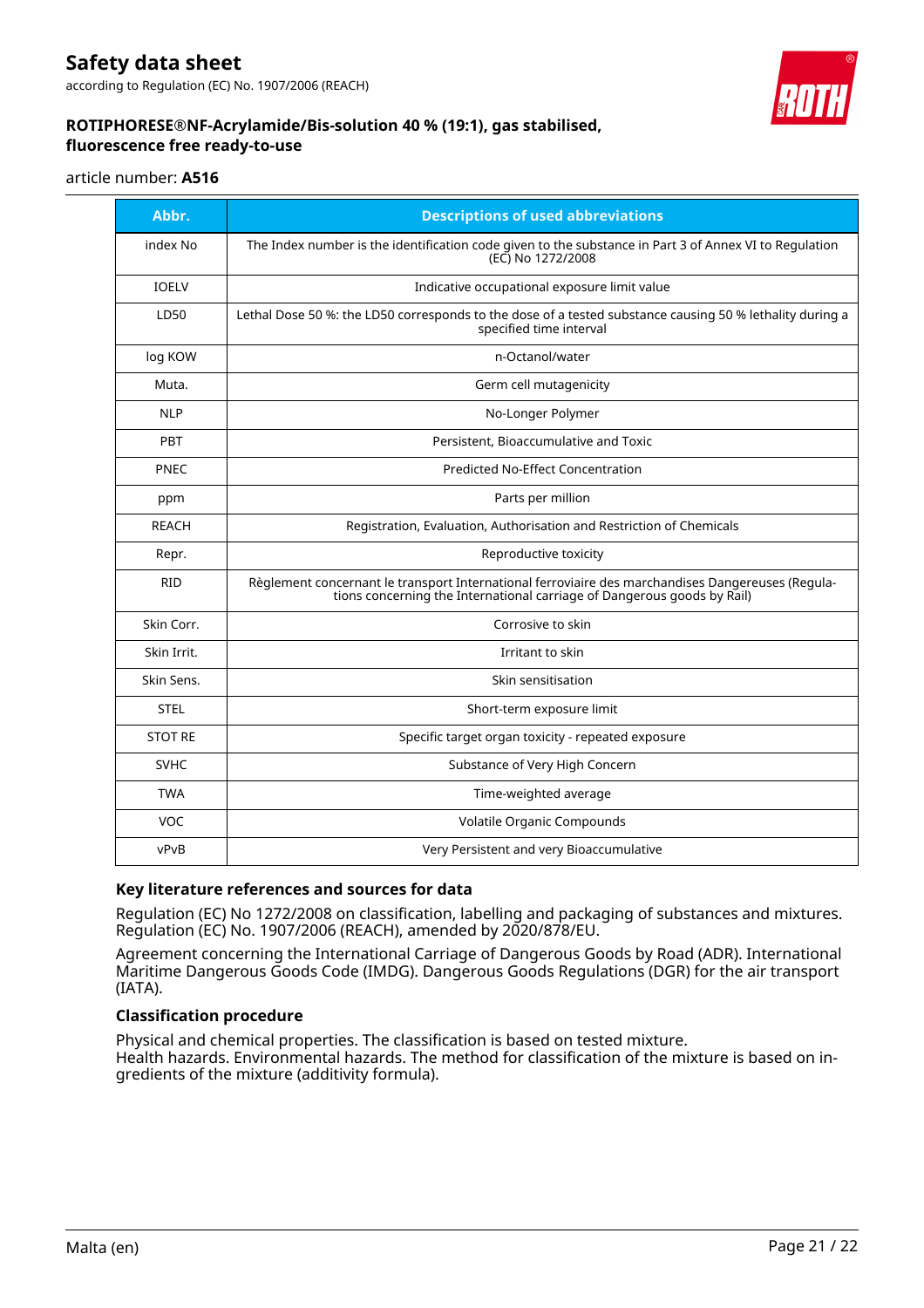| Abbr. | Descriptions of used abbreviations |
|---|---|
| index No | The Index number is the identification code given to the substance in Part 3 of Annex VI to Regulation (EC) No 1272/2008 |
| IOELV | Indicative occupational exposure limit value |
| LD50 | Lethal Dose 50 %: the LD50 corresponds to the dose of a tested substance causing 50 % lethality during a specified time interval |
| log KOW | n-Octanol/water |
| Muta. | Germ cell mutagenicity |
| NLP | No-Longer Polymer |
| PBT | Persistent, Bioaccumulative and Toxic |
| PNEC | Predicted No-Effect Concentration |
| ppm | Parts per million |
| REACH | Registration, Evaluation, Authorisation and Restriction of Chemicals |
| Repr. | Reproductive toxicity |
| RID | Règlement concernant le transport International ferroviaire des marchandises Dangereuses (Regulations concerning the International carriage of Dangerous goods by Rail) |
| Skin Corr. | Corrosive to skin |
| Skin Irrit. | Irritant to skin |
| Skin Sens. | Skin sensitisation |
| STEL | Short-term exposure limit |
| STOT RE | Specific target organ toxicity - repeated exposure |
| SVHC | Substance of Very High Concern |
| TWA | Time-weighted average |
| VOC | Volatile Organic Compounds |
| vPvB | Very Persistent and very Bioaccumulative |

### Key literature references and sources for data

Regulation (EC) No 1272/2008 on classification, labelling and packaging of substances and mixtures. Regulation (EC) No. 1907/2006 (REACH), amended by 2020/878/EU.

Agreement concerning the International Carriage of Dangerous Goods by Road (ADR). International Maritime Dangerous Goods Code (IMDG). Dangerous Goods Regulations (DGR) for the air transport (IATA).

### Classification procedure

Physical and chemical properties. The classification is based on tested mixture.
Health hazards. Environmental hazards. The method for classification of the mixture is based on ingredients of the mixture (additivity formula).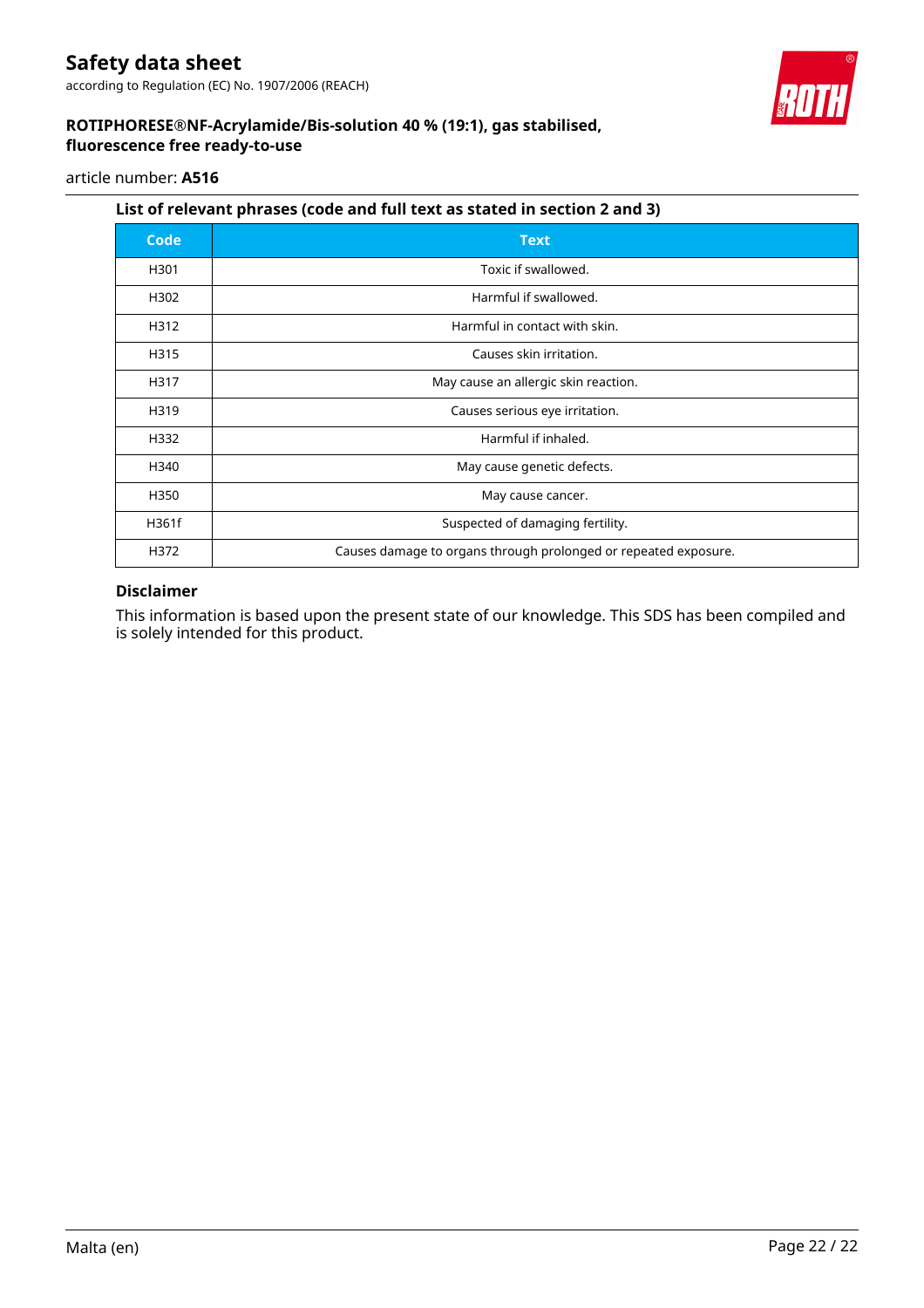### List of relevant phrases (code and full text as stated in section 2 and 3)

| Code | Text |
|---|---|
| H301 | Toxic if swallowed. |
| H302 | Harmful if swallowed. |
| H312 | Harmful in contact with skin. |
| H315 | Causes skin irritation. |
| H317 | May cause an allergic skin reaction. |
| H319 | Causes serious eye irritation. |
| H332 | Harmful if inhaled. |
| H340 | May cause genetic defects. |
| H350 | May cause cancer. |
| H361f | Suspected of damaging fertility. |
| H372 | Causes damage to organs through prolonged or repeated exposure. |

### Disclaimer

This information is based upon the present state of our knowledge. This SDS has been compiled and is solely intended for this product.